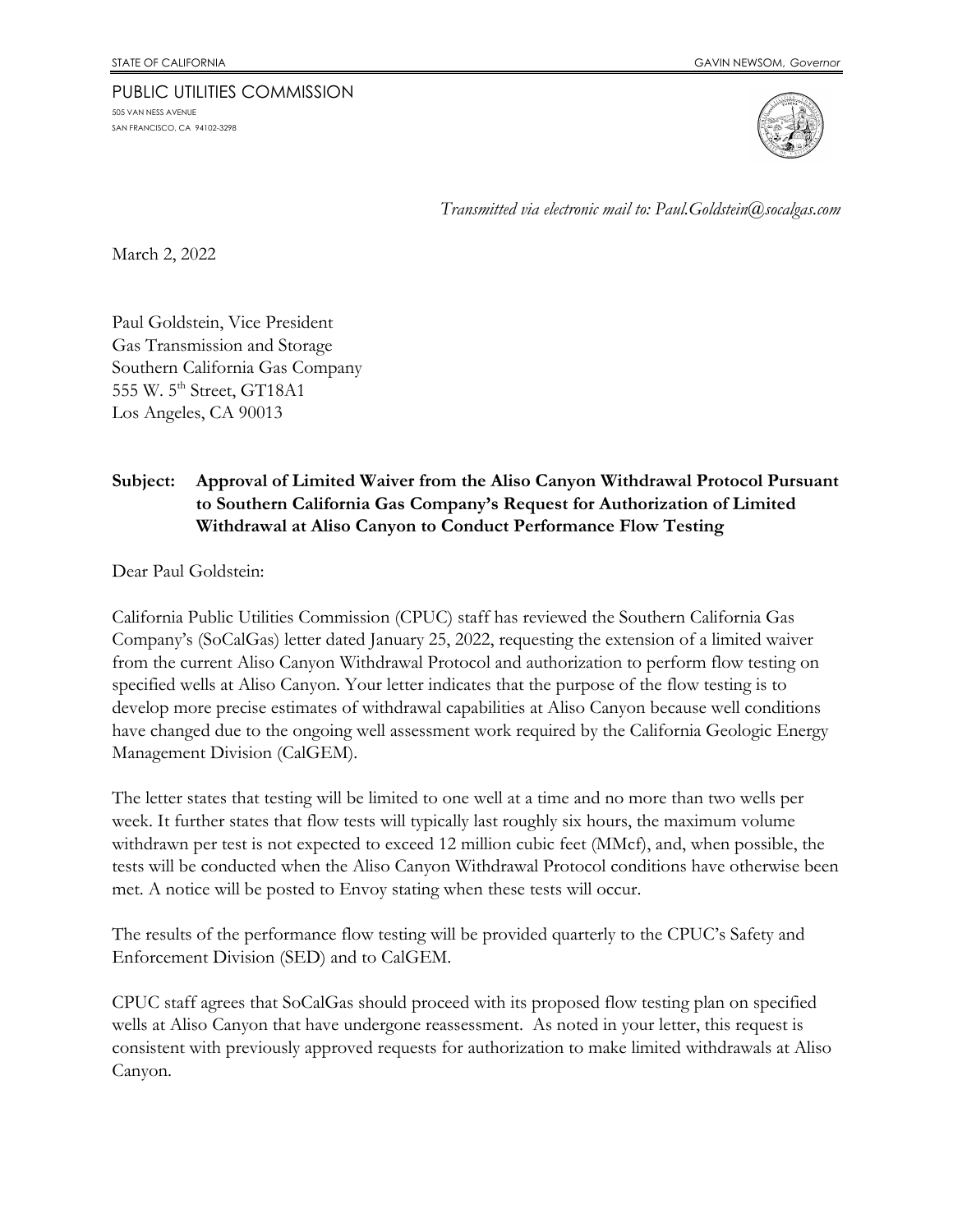STATE OF CALIFORNIA GAVIN NEWSOM, *Governor*

PUBLIC UTILITIES COMMISSION
505 VAN NESS AVENUE
SAN FRANCISCO, CA 94102-3298

*Transmitted via electronic mail to: Paul.Goldstein@socalgas.com*

March 2, 2022

Paul Goldstein, Vice President
Gas Transmission and Storage
Southern California Gas Company
555 W. 5th Street, GT18A1
Los Angeles, CA 90013

**Subject: Approval of Limited Waiver from the Aliso Canyon Withdrawal Protocol Pursuant to Southern California Gas Company's Request for Authorization of Limited Withdrawal at Aliso Canyon to Conduct Performance Flow Testing**

Dear Paul Goldstein:

California Public Utilities Commission (CPUC) staff has reviewed the Southern California Gas Company's (SoCalGas) letter dated January 25, 2022, requesting the extension of a limited waiver from the current Aliso Canyon Withdrawal Protocol and authorization to perform flow testing on specified wells at Aliso Canyon. Your letter indicates that the purpose of the flow testing is to develop more precise estimates of withdrawal capabilities at Aliso Canyon because well conditions have changed due to the ongoing well assessment work required by the California Geologic Energy Management Division (CalGEM).

The letter states that testing will be limited to one well at a time and no more than two wells per week. It further states that flow tests will typically last roughly six hours, the maximum volume withdrawn per test is not expected to exceed 12 million cubic feet (MMcf), and, when possible, the tests will be conducted when the Aliso Canyon Withdrawal Protocol conditions have otherwise been met. A notice will be posted to Envoy stating when these tests will occur.

The results of the performance flow testing will be provided quarterly to the CPUC's Safety and Enforcement Division (SED) and to CalGEM.

CPUC staff agrees that SoCalGas should proceed with its proposed flow testing plan on specified wells at Aliso Canyon that have undergone reassessment. As noted in your letter, this request is consistent with previously approved requests for authorization to make limited withdrawals at Aliso Canyon.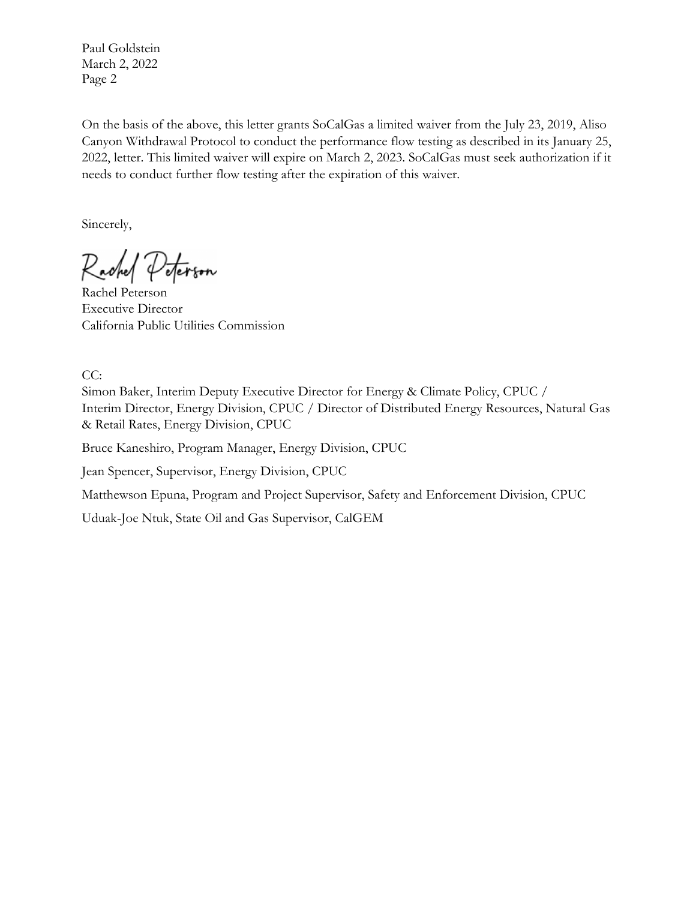On the basis of the above, this letter grants SoCalGas a limited waiver from the July 23, 2019, Aliso Canyon Withdrawal Protocol to conduct the performance flow testing as described in its January 25, 2022, letter. This limited waiver will expire on March 2, 2023. SoCalGas must seek authorization if it needs to conduct further flow testing after the expiration of this waiver.

Sincerely,

Rachel Peterson
Executive Director
California Public Utilities Commission

CC:
Simon Baker, Interim Deputy Executive Director for Energy & Climate Policy, CPUC / Interim Director, Energy Division, CPUC / Director of Distributed Energy Resources, Natural Gas & Retail Rates, Energy Division, CPUC

Bruce Kaneshiro, Program Manager, Energy Division, CPUC

Jean Spencer, Supervisor, Energy Division, CPUC

Matthewson Epuna, Program and Project Supervisor, Safety and Enforcement Division, CPUC

Uduak-Joe Ntuk, State Oil and Gas Supervisor, CalGEM